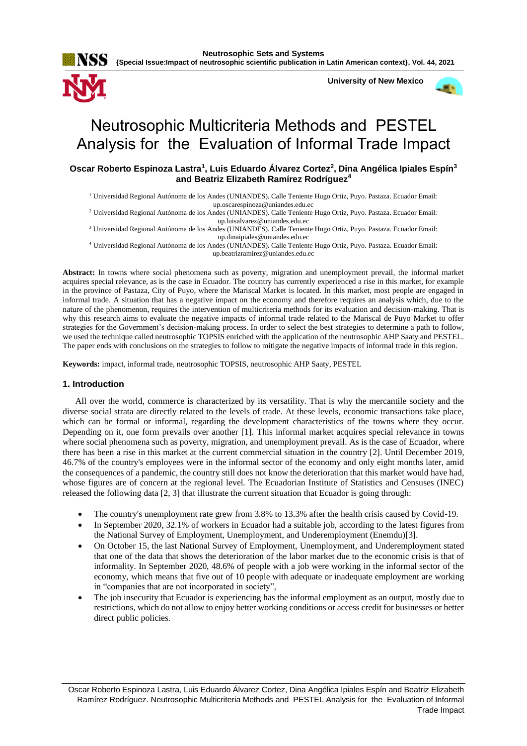# Neutrosophic Multicriteria Methods and PESTEL Analysis for the Evaluation of Informal Trade Impact

**Oscar Roberto Espinoza Lastra[1], Luis Eduardo Álvarez Cortez[2], Dina Angélica Ipiales Espín[3] and Beatriz Elizabeth Ramírez Rodríguez[4]**

[1] Universidad Regional Autónoma de los Andes (UNIANDES). Calle Teniente Hugo Ortiz, Puyo. Pastaza. Ecuador Email: up.oscarespinoza@uniandes.edu.ec

[2] Universidad Regional Autónoma de los Andes (UNIANDES). Calle Teniente Hugo Ortiz, Puyo. Pastaza. Ecuador Email: up.luisalvarez@uniandes.edu.ec

[3] Universidad Regional Autónoma de los Andes (UNIANDES). Calle Teniente Hugo Ortiz, Puyo. Pastaza. Ecuador Email: up.dinaipiales@uniandes.edu.ec

[4] Universidad Regional Autónoma de los Andes (UNIANDES). Calle Teniente Hugo Ortiz, Puyo. Pastaza. Ecuador Email: up.beatrizramirez@uniandes.edu.ec

**Abstract:** In towns where social phenomena such as poverty, migration and unemployment prevail, the informal market acquires special relevance, as is the case in Ecuador. The country has currently experienced a rise in this market, for example in the province of Pastaza, City of Puyo, where the Mariscal Market is located. In this market, most people are engaged in informal trade. A situation that has a negative impact on the economy and therefore requires an analysis which, due to the nature of the phenomenon, requires the intervention of multicriteria methods for its evaluation and decision-making. That is why this research aims to evaluate the negative impacts of informal trade related to the Mariscal de Puyo Market to offer strategies for the Government's decision-making process. In order to select the best strategies to determine a path to follow, we used the technique called neutrosophic TOPSIS enriched with the application of the neutrosophic AHP Saaty and PESTEL. The paper ends with conclusions on the strategies to follow to mitigate the negative impacts of informal trade in this region.

**Keywords:** impact, informal trade, neutrosophic TOPSIS, neutrosophic AHP Saaty, PESTEL

## 1. Introduction

All over the world, commerce is characterized by its versatility. That is why the mercantile society and the diverse social strata are directly related to the levels of trade. At these levels, economic transactions take place, which can be formal or informal, regarding the development characteristics of the towns where they occur. Depending on it, one form prevails over another [1]. This informal market acquires special relevance in towns where social phenomena such as poverty, migration, and unemployment prevail. As is the case of Ecuador, where there has been a rise in this market at the current commercial situation in the country [2]. Until December 2019, 46.7% of the country's employees were in the informal sector of the economy and only eight months later, amid the consequences of a pandemic, the country still does not know the deterioration that this market would have had, whose figures are of concern at the regional level. The Ecuadorian Institute of Statistics and Censuses (INEC) released the following data [2, 3] that illustrate the current situation that Ecuador is going through:

- The country's unemployment rate grew from 3.8% to 13.3% after the health crisis caused by Covid-19.
- In September 2020, 32.1% of workers in Ecuador had a suitable job, according to the latest figures from the National Survey of Employment, Unemployment, and Underemployment (Enemdu)[3].
- On October 15, the last National Survey of Employment, Unemployment, and Underemployment stated that one of the data that shows the deterioration of the labor market due to the economic crisis is that of informality. In September 2020, 48.6% of people with a job were working in the informal sector of the economy, which means that five out of 10 people with adequate or inadequate employment are working in "companies that are not incorporated in society",
- The job insecurity that Ecuador is experiencing has the informal employment as an output, mostly due to restrictions, which do not allow to enjoy better working conditions or access credit for businesses or better direct public policies.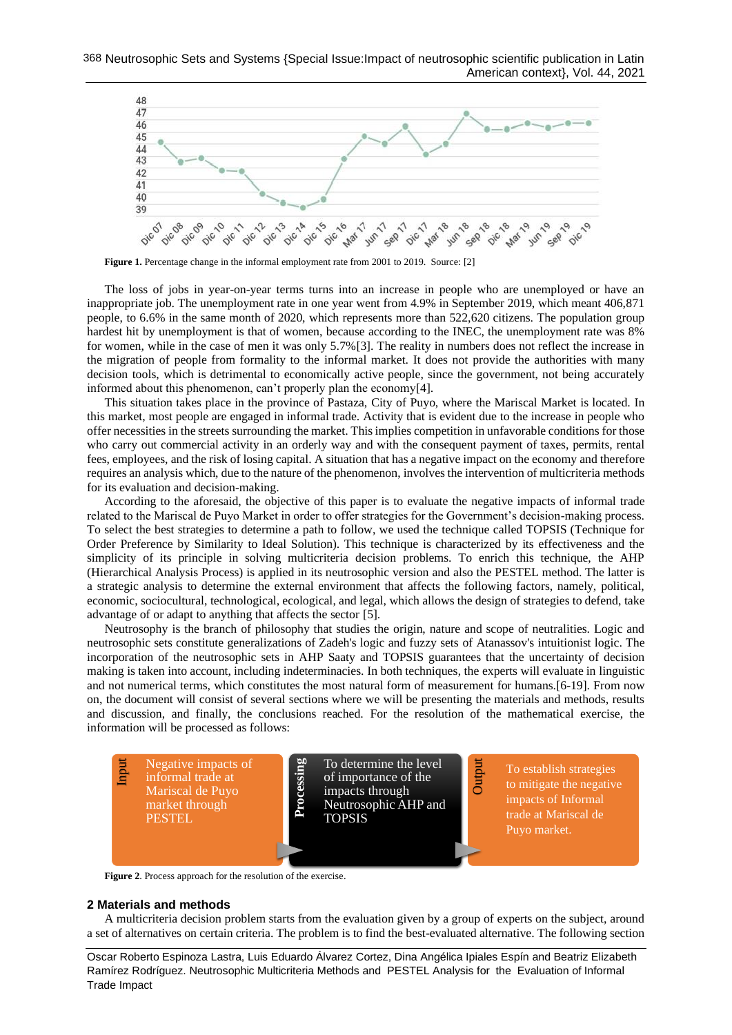**Figure 1.** Percentage change in the informal employment rate from 2001 to 2019. Source: [2]

The loss of jobs in year-on-year terms turns into an increase in people who are unemployed or have an inappropriate job. The unemployment rate in one year went from 4.9% in September 2019, which meant 406,871 people, to 6.6% in the same month of 2020, which represents more than 522,620 citizens. The population group hardest hit by unemployment is that of women, because according to the INEC, the unemployment rate was 8% for women, while in the case of men it was only 5.7%[3]. The reality in numbers does not reflect the increase in the migration of people from formality to the informal market. It does not provide the authorities with many decision tools, which is detrimental to economically active people, since the government, not being accurately informed about this phenomenon, can't properly plan the economy[4].

This situation takes place in the province of Pastaza, City of Puyo, where the Mariscal Market is located. In this market, most people are engaged in informal trade. Activity that is evident due to the increase in people who offer necessities in the streets surrounding the market. This implies competition in unfavorable conditions for those who carry out commercial activity in an orderly way and with the consequent payment of taxes, permits, rental fees, employees, and the risk of losing capital. A situation that has a negative impact on the economy and therefore requires an analysis which, due to the nature of the phenomenon, involves the intervention of multicriteria methods for its evaluation and decision-making.

According to the aforesaid, the objective of this paper is to evaluate the negative impacts of informal trade related to the Mariscal de Puyo Market in order to offer strategies for the Government's decision-making process. To select the best strategies to determine a path to follow, we used the technique called TOPSIS (Technique for Order Preference by Similarity to Ideal Solution). This technique is characterized by its effectiveness and the simplicity of its principle in solving multicriteria decision problems. To enrich this technique, the AHP (Hierarchical Analysis Process) is applied in its neutrosophic version and also the PESTEL method. The latter is a strategic analysis to determine the external environment that affects the following factors, namely, political, economic, sociocultural, technological, ecological, and legal, which allows the design of strategies to defend, take advantage of or adapt to anything that affects the sector [5].

Neutrosophy is the branch of philosophy that studies the origin, nature and scope of neutralities. Logic and neutrosophic sets constitute generalizations of Zadeh's logic and fuzzy sets of Atanassov's intuitionist logic. The incorporation of the neutrosophic sets in AHP Saaty and TOPSIS guarantees that the uncertainty of decision making is taken into account, including indeterminacies. In both techniques, the experts will evaluate in linguistic and not numerical terms, which constitutes the most natural form of measurement for humans.[6-19]. From now on, the document will consist of several sections where we will be presenting the materials and methods, results and discussion, and finally, the conclusions reached. For the resolution of the mathematical exercise, the information will be processed as follows:

| Input | Processing | Output |
|---|---|---|
| Negative impacts of informal trade at Mariscal de Puyo market through PESTEL | To determine the level of importance of the impacts through Neutrosophic AHP and TOPSIS | To establish strategies to mitigate the negative impacts of Informal trade at Mariscal de Puyo market. |

**Figure 2**. Process approach for the resolution of the exercise.

## 2 Materials and methods

A multicriteria decision problem starts from the evaluation given by a group of experts on the subject, around a set of alternatives on certain criteria. The problem is to find the best-evaluated alternative. The following section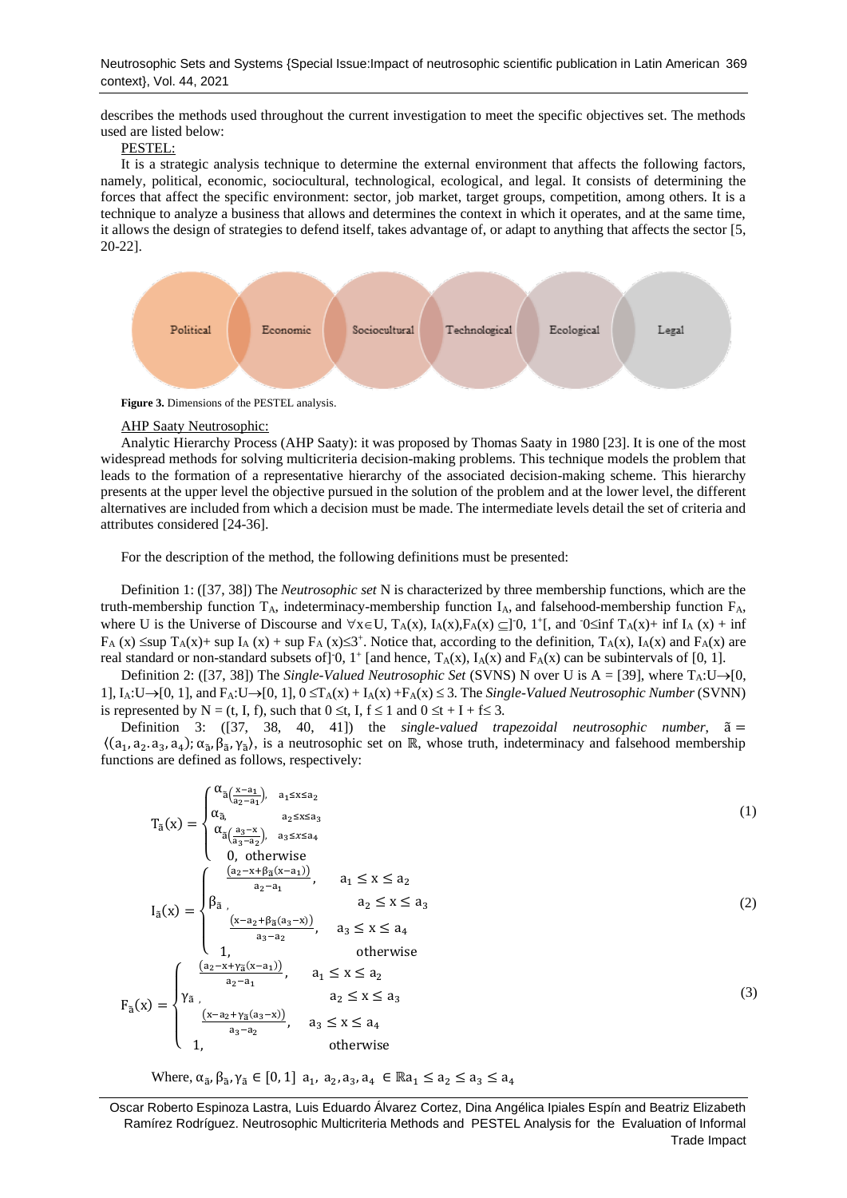describes the methods used throughout the current investigation to meet the specific objectives set. The methods used are listed below:

PESTEL:

It is a strategic analysis technique to determine the external environment that affects the following factors, namely, political, economic, sociocultural, technological, ecological, and legal. It consists of determining the forces that affect the specific environment: sector, job market, target groups, competition, among others. It is a technique to analyze a business that allows and determines the context in which it operates, and at the same time, it allows the design of strategies to defend itself, takes advantage of, or adapt to anything that affects the sector [5, 20-22].

Political | Economic | Sociocultural | Technological | Ecological | Legal

**Figure 3.** Dimensions of the PESTEL analysis.

AHP Saaty Neutrosophic:

Analytic Hierarchy Process (AHP Saaty): it was proposed by Thomas Saaty in 1980 [23]. It is one of the most widespread methods for solving multicriteria decision-making problems. This technique models the problem that leads to the formation of a representative hierarchy of the associated decision-making scheme. This hierarchy presents at the upper level the objective pursued in the solution of the problem and at the lower level, the different alternatives are included from which a decision must be made. The intermediate levels detail the set of criteria and attributes considered [24-36].

For the description of the method, the following definitions must be presented:

Definition 1: ([37, 38]) The *Neutrosophic set* N is characterized by three membership functions, which are the truth-membership function $T_A$, indeterminacy-membership function $I_A$, and falsehood-membership function $F_A$, where U is the Universe of Discourse and $\forall x \in U$, $T_A(x), I_A(x), F_A(x) \subseteq ]^-0, 1^+[$, and $^-0 \leq \inf T_A(x) + \inf I_A(x) + \inf F_A(x) \leq \sup T_A(x) + \sup I_A(x) + \sup F_A(x) \leq 3^+$. Notice that, according to the definition, $T_A(x)$, $I_A(x)$ and $F_A(x)$ are real standard or non-standard subsets of $]^-0, 1^+[$ and hence, $T_A(x)$, $I_A(x)$ and $F_A(x)$ can be subintervals of [0, 1].

Definition 2: ([37, 38]) The *Single-Valued Neutrosophic Set* (SVNS) N over U is A = [39], where $T_A: U \rightarrow [0, 1]$, $I_A: U \rightarrow [0, 1]$, and $F_A: U \rightarrow [0, 1]$, $0 \leq T_A(x) + I_A(x) + F_A(x) \leq 3$. The *Single-Valued Neutrosophic Number* (SVNN) is represented by N = (t, I, f), such that $0 \leq t, I, f \leq 1$ and $0 \leq t + I + f \leq 3$.

Definition 3: ([37, 38, 40, 41]) the *single-valued trapezoidal neutrosophic number*, $\tilde{a} = \langle (a_1, a_2, a_3, a_4); \alpha_{\tilde{a}}, \beta_{\tilde{a}}, \gamma_{\tilde{a}} \rangle$, is a neutrosophic set on $\mathbb{R}$, whose truth, indeterminacy and falsehood membership functions are defined as follows, respectively:

$$T_{\tilde{a}}(x) = \begin{cases} \alpha_{\tilde{a}}\left(\frac{x-a_1}{a_2-a_1}\right), & a_1 \leq x \leq a_2 \\ \alpha_{\tilde{a}}, & a_2 \leq x \leq a_3 \\ \alpha_{\tilde{a}}\left(\frac{a_3-x}{a_3-a_2}\right), & a_3 \leq x \leq a_4 \\ 0, & \text{otherwise} \end{cases} \tag{1}$$

$$I_{\tilde{a}}(x) = \begin{cases} \frac{(a_2-x+\beta_{\tilde{a}}(x-a_1))}{a_2-a_1}, & a_1 \leq x \leq a_2 \\ \beta_{\tilde{a}}, & a_2 \leq x \leq a_3 \\ \frac{(x-a_2+\beta_{\tilde{a}}(a_3-x))}{a_3-a_2}, & a_3 \leq x \leq a_4 \\ 1, & \text{otherwise} \end{cases} \tag{2}$$

$$F_{\tilde{a}}(x) = \begin{cases} \frac{(a_2-x+\gamma_{\tilde{a}}(x-a_1))}{a_2-a_1}, & a_1 \leq x \leq a_2 \\ \gamma_{\tilde{a}}, & a_2 \leq x \leq a_3 \\ \frac{(x-a_2+\gamma_{\tilde{a}}(a_3-x))}{a_3-a_2}, & a_3 \leq x \leq a_4 \\ 1, & \text{otherwise} \end{cases} \tag{3}$$

Where, $\alpha_{\tilde{a}}, \beta_{\tilde{a}}, \gamma_{\tilde{a}} \in [0, 1]$ $a_1, a_2, a_3, a_4 \in \mathbb{R} a_1 \leq a_2 \leq a_3 \leq a_4$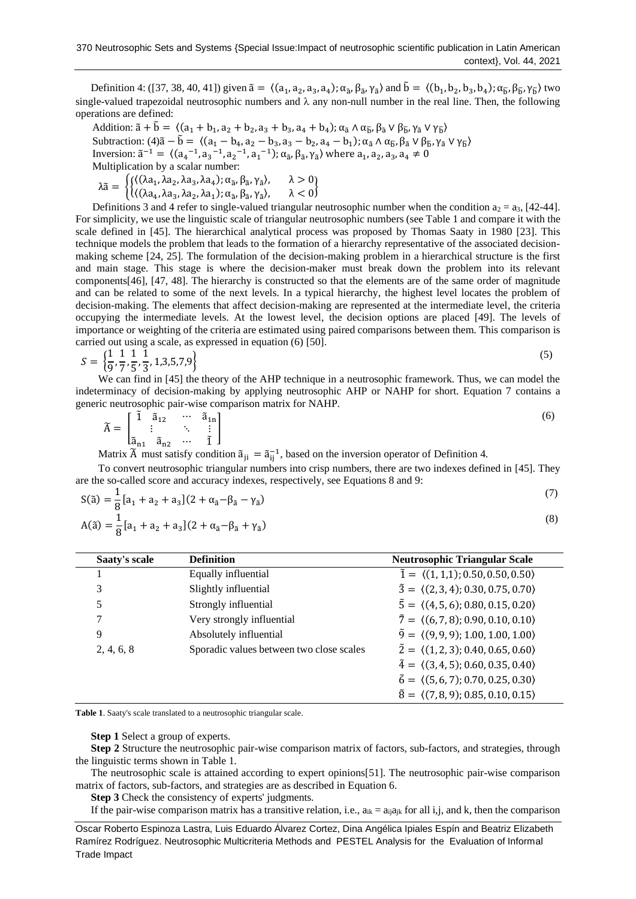Definition 4: ([37, 38, 40, 41]) given $\tilde{a} = \langle(a_1, a_2, a_3, a_4); \alpha_{\tilde{a}}, \beta_{\tilde{a}}, \gamma_{\tilde{a}}\rangle$ and $\tilde{b} = \langle(b_1, b_2, b_3, b_4); \alpha_{\tilde{b}}, \beta_{\tilde{b}}, \gamma_{\tilde{b}}\rangle$ two single-valued trapezoidal neutrosophic numbers and λ any non-null number in the real line. Then, the following operations are defined:

Addition: $\tilde{a} + \tilde{b} = \langle(a_1 + b_1, a_2 + b_2, a_3 + b_3, a_4 + b_4); \alpha_{\tilde{a}} \wedge \alpha_{\tilde{b}}, \beta_{\tilde{a}} \vee \beta_{\tilde{b}}, \gamma_{\tilde{a}} \vee \gamma_{\tilde{b}}\rangle$

Subtraction: (4)$\tilde{a} - \tilde{b} = \langle(a_1 - b_4, a_2 - b_3, a_3 - b_2, a_4 - b_1); \alpha_{\tilde{a}} \wedge \alpha_{\tilde{b}}, \beta_{\tilde{a}} \vee \beta_{\tilde{b}}, \gamma_{\tilde{a}} \vee \gamma_{\tilde{b}}\rangle$

Inversion: $\tilde{a}^{-1} = \langle(a_4^{-1}, a_3^{-1}, a_2^{-1}, a_1^{-1}); \alpha_{\tilde{a}}, \beta_{\tilde{a}}, \gamma_{\tilde{a}}\rangle$ where $a_1, a_2, a_3, a_4 \neq 0$

Multiplication by a scalar number:

$$\lambda\tilde{a} = \begin{cases} \langle(\lambda a_1, \lambda a_2, \lambda a_3, \lambda a_4); \alpha_{\tilde{a}}, \beta_{\tilde{a}}, \gamma_{\tilde{a}}\rangle, & \lambda > 0 \\ \langle(\lambda a_4, \lambda a_3, \lambda a_2, \lambda a_1); \alpha_{\tilde{a}}, \beta_{\tilde{a}}, \gamma_{\tilde{a}}\rangle, & \lambda < 0 \end{cases}$$

Definitions 3 and 4 refer to single-valued triangular neutrosophic number when the condition $a_2 = a_3$, [42-44]. For simplicity, we use the linguistic scale of triangular neutrosophic numbers (see Table 1 and compare it with the scale defined in [45]. The hierarchical analytical process was proposed by Thomas Saaty in 1980 [23]. This technique models the problem that leads to the formation of a hierarchy representative of the associated decision-making scheme [24, 25]. The formulation of the decision-making problem in a hierarchical structure is the first and main stage. This stage is where the decision-maker must break down the problem into its relevant components[46], [47, 48]. The hierarchy is constructed so that the elements are of the same order of magnitude and can be related to some of the next levels. In a typical hierarchy, the highest level locates the problem of decision-making. The elements that affect decision-making are represented at the intermediate level, the criteria occupying the intermediate levels. At the lowest level, the decision options are placed [49]. The levels of importance or weighting of the criteria are estimated using paired comparisons between them. This comparison is carried out using a scale, as expressed in equation (6) [50].

$$S = \left\{\frac{1}{9}, \frac{1}{7}, \frac{1}{5}, \frac{1}{3}, 1,3,5,7,9\right\} \tag{5}$$

We can find in [45] the theory of the AHP technique in a neutrosophic framework. Thus, we can model the indeterminacy of decision-making by applying neutrosophic AHP or NAHP for short. Equation 7 contains a generic neutrosophic pair-wise comparison matrix for NAHP.

$$\tilde{A} = \begin{bmatrix} \tilde{1} & \tilde{a}_{12} & \cdots & \tilde{a}_{1n} \\ \vdots & & \ddots & \vdots \\ \tilde{a}_{n1} & \tilde{a}_{n2} & \cdots & \tilde{1} \end{bmatrix} \tag{6}$$

Matrix $\tilde{A}$ must satisfy condition $\tilde{a}_{ji} = \tilde{a}_{ij}^{-1}$, based on the inversion operator of Definition 4.

To convert neutrosophic triangular numbers into crisp numbers, there are two indexes defined in [45]. They are the so-called score and accuracy indexes, respectively, see Equations 8 and 9:

$$S(\tilde{a}) = \frac{1}{8}[a_1 + a_2 + a_3](2 + \alpha_{\tilde{a}} - \beta_{\tilde{a}} - \gamma_{\tilde{a}}) \tag{7}$$

$$A(\tilde{a}) = \frac{1}{8}[a_1 + a_2 + a_3](2 + \alpha_{\tilde{a}} - \beta_{\tilde{a}} + \gamma_{\tilde{a}}) \tag{8}$$

| Saaty's scale | Definition | Neutrosophic Triangular Scale |
|---|---|---|
| 1 | Equally influential | $\tilde{1} = \langle(1, 1,1); 0.50, 0.50, 0.50\rangle$ |
| 3 | Slightly influential | $\tilde{3} = \langle(2, 3, 4); 0.30, 0.75, 0.70\rangle$ |
| 5 | Strongly influential | $\tilde{5} = \langle(4, 5, 6); 0.80, 0.15, 0.20\rangle$ |
| 7 | Very strongly influential | $\tilde{7} = \langle(6, 7, 8); 0.90, 0.10, 0.10\rangle$ |
| 9 | Absolutely influential | $\tilde{9} = \langle(9, 9, 9); 1.00, 1.00, 1.00\rangle$ |
| 2, 4, 6, 8 | Sporadic values between two close scales | $\tilde{2} = \langle(1, 2, 3); 0.40, 0.65, 0.60\rangle$ |
| | | $\tilde{4} = \langle(3, 4, 5); 0.60, 0.35, 0.40\rangle$ |
| | | $\tilde{6} = \langle(5, 6, 7); 0.70, 0.25, 0.30\rangle$ |
| | | $\tilde{8} = \langle(7, 8, 9); 0.85, 0.10, 0.15\rangle$ |

**Table 1**. Saaty's scale translated to a neutrosophic triangular scale.

**Step 1** Select a group of experts.

**Step 2** Structure the neutrosophic pair-wise comparison matrix of factors, sub-factors, and strategies, through the linguistic terms shown in Table 1.

The neutrosophic scale is attained according to expert opinions[51]. The neutrosophic pair-wise comparison matrix of factors, sub-factors, and strategies are as described in Equation 6.

**Step 3** Check the consistency of experts' judgments.

If the pair-wise comparison matrix has a transitive relation, i.e., $a_{ik} = a_{ij}a_{jk}$ for all i,j, and k, then the comparison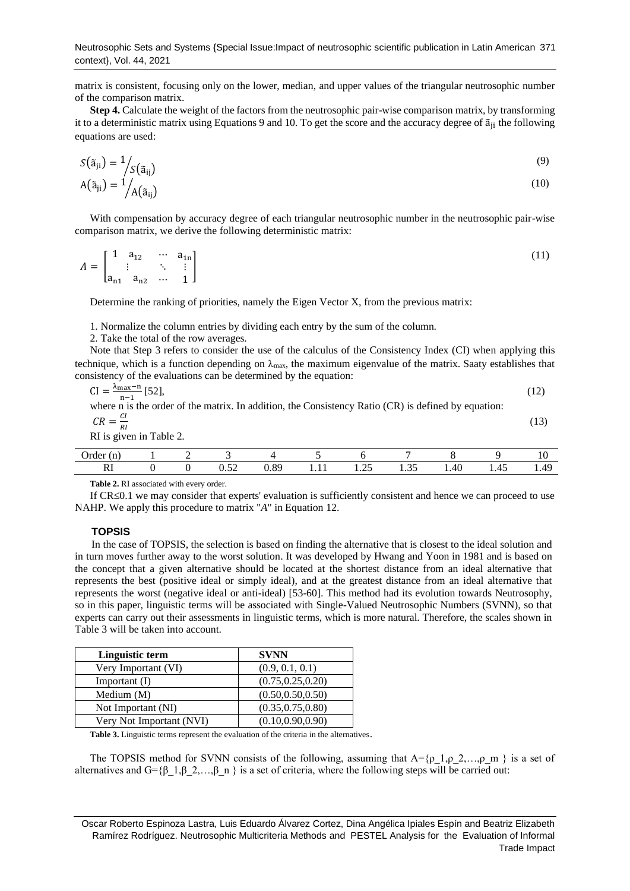matrix is consistent, focusing only on the lower, median, and upper values of the triangular neutrosophic number of the comparison matrix.

**Step 4.** Calculate the weight of the factors from the neutrosophic pair-wise comparison matrix, by transforming it to a deterministic matrix using Equations 9 and 10. To get the score and the accuracy degree of $\tilde{a}_{ji}$ the following equations are used:

$$S(\tilde{a}_{ji}) = 1/S(\tilde{a}_{ij}) \tag{9}$$

$$A(\tilde{a}_{ji}) = 1/A(\tilde{a}_{ij}) \tag{10}$$

With compensation by accuracy degree of each triangular neutrosophic number in the neutrosophic pair-wise comparison matrix, we derive the following deterministic matrix:

$$A = \begin{bmatrix} 1 & a_{12} & \cdots & a_{1n} \\ \vdots & & \ddots & \vdots \\ a_{n1} & a_{n2} & \cdots & 1 \end{bmatrix} \tag{11}$$

Determine the ranking of priorities, namely the Eigen Vector X, from the previous matrix:

1. Normalize the column entries by dividing each entry by the sum of the column.
2. Take the total of the row averages.

Note that Step 3 refers to consider the use of the calculus of the Consistency Index (CI) when applying this technique, which is a function depending on $\lambda_{max}$, the maximum eigenvalue of the matrix. Saaty establishes that consistency of the evaluations can be determined by the equation:

$$CI = \frac{\lambda_{max} - n}{n-1} \text{ [52]}, \tag{12}$$

where n is the order of the matrix. In addition, the Consistency Ratio (CR) is defined by equation:

$$CR = \frac{CI}{RI} \tag{13}$$

RI is given in Table 2.

| Order (n) | 1 | 2 | 3 | 4 | 5 | 6 | 7 | 8 | 9 | 10 |
|---|---|---|---|---|---|---|---|---|---|---|
| RI | 0 | 0 | 0.52 | 0.89 | 1.11 | 1.25 | 1.35 | 1.40 | 1.45 | 1.49 |

**Table 2.** RI associated with every order.

If CR≤0.1 we may consider that experts' evaluation is sufficiently consistent and hence we can proceed to use NAHP. We apply this procedure to matrix "*A*" in Equation 12.

### TOPSIS

In the case of TOPSIS, the selection is based on finding the alternative that is closest to the ideal solution and in turn moves further away to the worst solution. It was developed by Hwang and Yoon in 1981 and is based on the concept that a given alternative should be located at the shortest distance from an ideal alternative that represents the best (positive ideal or simply ideal), and at the greatest distance from an ideal alternative that represents the worst (negative ideal or anti-ideal) [53-60]. This method had its evolution towards Neutrosophy, so in this paper, linguistic terms will be associated with Single-Valued Neutrosophic Numbers (SVNN), so that experts can carry out their assessments in linguistic terms, which is more natural. Therefore, the scales shown in Table 3 will be taken into account.

| Linguistic term | SVNN |
|---|---|
| Very Important (VI) | (0.9, 0.1, 0.1) |
| Important (I) | (0.75,0.25,0.20) |
| Medium (M) | (0.50,0.50,0.50) |
| Not Important (NI) | (0.35,0.75,0.80) |
| Very Not Important (NVI) | (0.10,0.90,0.90) |

**Table 3.** Linguistic terms represent the evaluation of the criteria in the alternatives.

The TOPSIS method for SVNN consists of the following, assuming that $A=\{\rho_1,\rho_2,\ldots,\rho_m\}$ is a set of alternatives and $G=\{\beta_1,\beta_2,\ldots,\beta_n\}$ is a set of criteria, where the following steps will be carried out: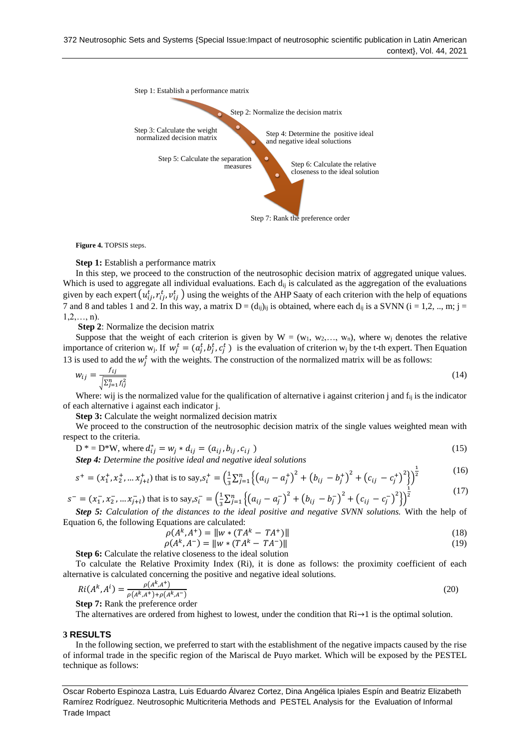Step 1: Establish a performance matrix

Step 2: Normalize the decision matrix

Step 3: Calculate the weight normalized decision matrix

Step 4: Determine the positive ideal and negative ideal solutions

Step 5: Calculate the separation measures

Step 6: Calculate the relative closeness to the ideal solution

Step 7: Rank the preference order

**Figure 4.** TOPSIS steps.

**Step 1:** Establish a performance matrix

In this step, we proceed to the construction of the neutrosophic decision matrix of aggregated unique values. Which is used to aggregate all individual evaluations. Each $d_{ij}$ is calculated as the aggregation of the evaluations given by each expert $(u_{ij}^t, r_{ij}^t, v_{ij}^t)$ using the weights of the AHP Saaty of each criterion with the help of equations 7 and 8 and tables 1 and 2. In this way, a matrix $D = (d_{ij})_{ij}$ is obtained, where each $d_{ij}$ is a SVNN ($i = 1,2, .., m$; $j = 1,2,\ldots, n$).

**Step 2**: Normalize the decision matrix

Suppose that the weight of each criterion is given by $W = (w_1, w_2,\ldots, w_n)$, where $w_j$ denotes the relative importance of criterion $w_j$. If $w_j^t = (a_j^t, b_j^t, c_j^t)$ is the evaluation of criterion $w_j$ by the t-th expert. Then Equation 13 is used to add the $w_j^t$ with the weights. The construction of the normalized matrix will be as follows:

$$w_{ij} = \frac{f_{ij}}{\sqrt{\sum_{j=1}^{n} f_{ij}^2}} \tag{14}$$

Where: wij is the normalized value for the qualification of alternative i against criterion j and $f_{ij}$ is the indicator of each alternative i against each indicator j.

**Step 3:** Calculate the weight normalized decision matrix

We proceed to the construction of the neutrosophic decision matrix of the single values weighted mean with respect to the criteria.

$$D^* = D^*W, \text{ where } d_{ij}^* = w_j * d_{ij} = (a_{ij}, b_{ij}, c_{ij}) \tag{15}$$

***Step 4:*** *Determine the positive ideal and negative ideal solutions*

$$s^+ = (x_1^+, x_2^+, \ldots x_{j+l}^+) \text{ that is to say}, s_i^+ = \left(\frac{1}{3}\sum_{j=1}^{n}\left\{\left(a_{ij} - a_j^+\right)^2 + \left(b_{ij} - b_j^+\right)^2 + \left(c_{ij} - c_j^+\right)^2\right\}\right)^{\frac{1}{2}} \tag{16}$$

$$s^- = (x_1^-, x_2^-, \ldots x_{j+l}^-) \text{ that is to say}, s_i^- = \left(\frac{1}{3}\sum_{j=1}^{n}\left\{\left(a_{ij} - a_j^-\right)^2 + \left(b_{ij} - b_j^-\right)^2 + \left(c_{ij} - c_j^-\right)^2\right\}\right)^{\frac{1}{2}} \tag{17}$$

***Step 5:*** *Calculation of the distances to the ideal positive and negative SVNN solutions.* With the help of Equation 6, the following Equations are calculated:

$$\rho(A^k, A^+) = \|w * (TA^k - TA^+)\| \tag{18}$$

$$\rho(A^k, A^-) = \|w * (TA^k - TA^-)\| \tag{19}$$

**Step 6:** Calculate the relative closeness to the ideal solution

To calculate the Relative Proximity Index (Ri), it is done as follows: the proximity coefficient of each alternative is calculated concerning the positive and negative ideal solutions.

$$Ri(A^k, A^i) = \frac{\rho(A^k, A^+)}{\rho(A^k, A^+) + \rho(A^k, A^-)} \tag{20}$$

**Step 7:** Rank the preference order

The alternatives are ordered from highest to lowest, under the condition that $Ri \rightarrow 1$ is the optimal solution.

## 3 RESULTS

In the following section, we preferred to start with the establishment of the negative impacts caused by the rise of informal trade in the specific region of the Mariscal de Puyo market. Which will be exposed by the PESTEL technique as follows: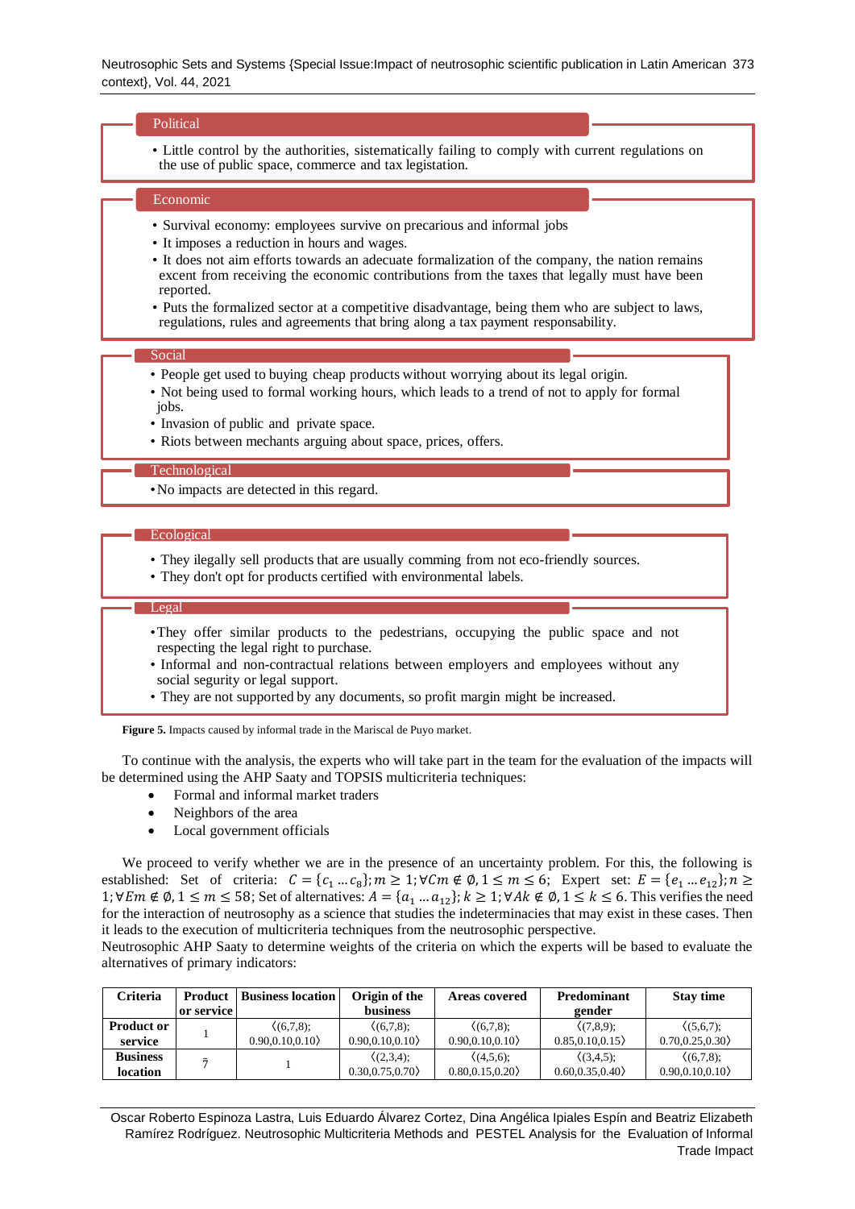**Political**

- Little control by the authorities, sistematically failing to comply with current regulations on the use of public space, commerce and tax legistation.

**Economic**

- Survival economy: employees survive on precarious and informal jobs
- It imposes a reduction in hours and wages.
- It does not aim efforts towards an adecuate formalization of the company, the nation remains excent from receiving the economic contributions from the taxes that legally must have been reported.
- Puts the formalized sector at a competitive disadvantage, being them who are subject to laws, regulations, rules and agreements that bring along a tax payment responsability.

**Social**

- People get used to buying cheap products without worrying about its legal origin.
- Not being used to formal working hours, which leads to a trend of not to apply for formal jobs.
- Invasion of public and private space.
- Riots between mechants arguing about space, prices, offers.

**Technological**

- No impacts are detected in this regard.

**Ecological**

- They ilegally sell products that are usually comming from not eco-friendly sources.
- They don't opt for products certified with environmental labels.

**Legal**

- They offer similar products to the pedestrians, occupying the public space and not respecting the legal right to purchase.
- Informal and non-contractual relations between employers and employees without any social segurity or legal support.
- They are not supported by any documents, so profit margin might be increased.

**Figure 5.** Impacts caused by informal trade in the Mariscal de Puyo market.

To continue with the analysis, the experts who will take part in the team for the evaluation of the impacts will be determined using the AHP Saaty and TOPSIS multicriteria techniques:

- Formal and informal market traders
- Neighbors of the area
- Local government officials

We proceed to verify whether we are in the presence of an uncertainty problem. For this, the following is established: Set of criteria: $C = \{c_1 \dots c_8\}; m \geq 1; \forall Cm \notin \emptyset, 1 \leq m \leq 6$; Expert set: $E = \{e_1 \dots e_{12}\}; n \geq 1; \forall Em \notin \emptyset, 1 \leq m \leq 58$; Set of alternatives: $A = \{a_1 \dots a_{12}\}; k \geq 1; \forall Ak \notin \emptyset, 1 \leq k \leq 6$. This verifies the need for the interaction of neutrosophy as a science that studies the indeterminacies that may exist in these cases. Then it leads to the execution of multicriteria techniques from the neutrosophic perspective.

Neutrosophic AHP Saaty to determine weights of the criteria on which the experts will be based to evaluate the alternatives of primary indicators:

| Criteria | Product or service | Business location | Origin of the business | Areas covered | Predominant gender | Stay time |
|---|---|---|---|---|---|---|
| **Product or service** | 1 | ⟨(6,7,8); 0.90,0.10,0.10⟩ | ⟨(6,7,8); 0.90,0.10,0.10⟩ | ⟨(6,7,8); 0.90,0.10,0.10⟩ | ⟨(7,8,9); 0.85,0.10,0.15⟩ | ⟨(5,6,7); 0.70,0.25,0.30⟩ |
| **Business location** | $\tilde{7}$ | 1 | ⟨(2,3,4); 0.30,0.75,0.70⟩ | ⟨(4,5,6); 0.80,0.15,0.20⟩ | ⟨(3,4,5); 0.60,0.35,0.40⟩ | ⟨(6,7,8); 0.90,0.10,0.10⟩ |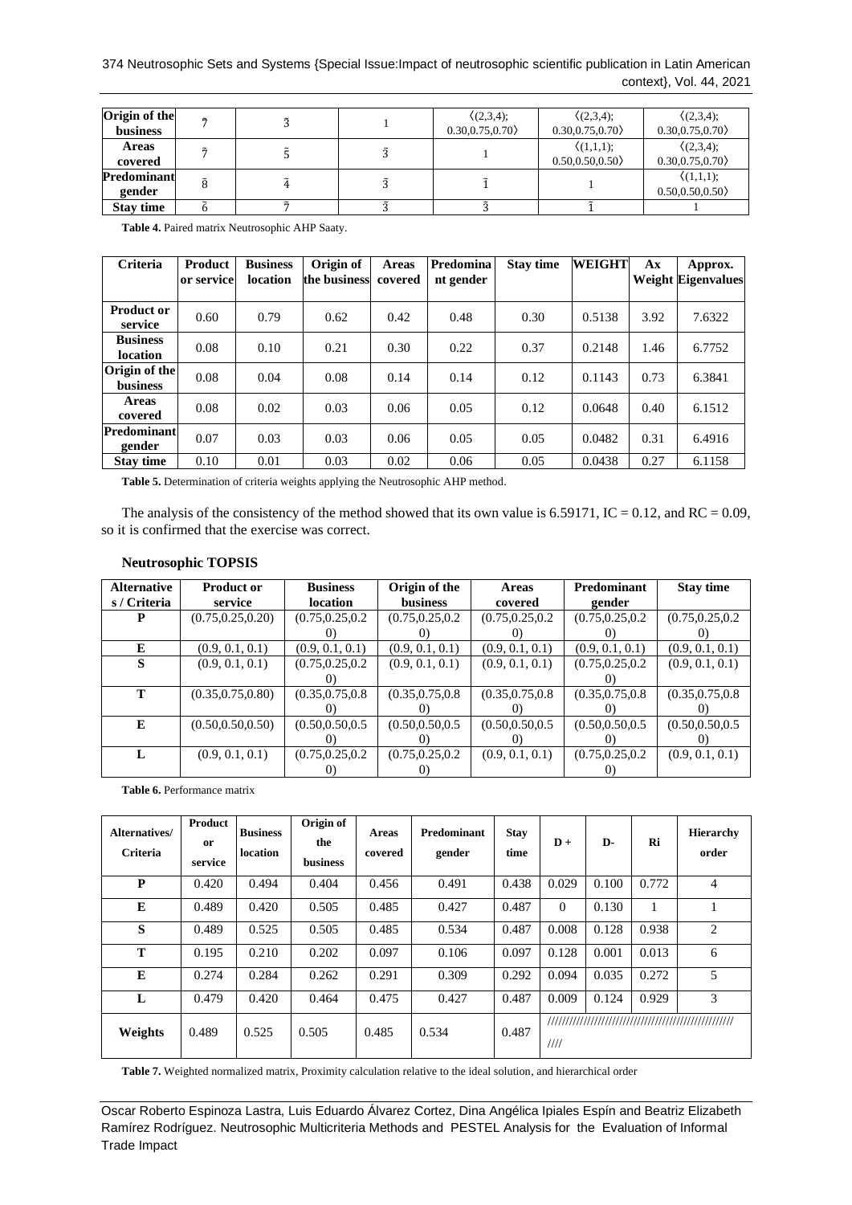| Origin of the business | $\tilde{7}$ | $\tilde{3}$ | 1 | ⟨(2,3,4); 0.30,0.75,0.70⟩ | ⟨(2,3,4); 0.30,0.75,0.70⟩ | ⟨(2,3,4); 0.30,0.75,0.70⟩ |
|---|---|---|---|---|---|---|
| Areas covered | $\tilde{7}$ | $\tilde{5}$ | $\tilde{3}$ | 1 | ⟨(1,1,1); 0.50,0.50,0.50⟩ | ⟨(2,3,4); 0.30,0.75,0.70⟩ |
| Predominant gender | $\tilde{8}$ | $\tilde{4}$ | $\tilde{3}$ | $\tilde{1}$ | 1 | ⟨(1,1,1); 0.50,0.50,0.50⟩ |
| Stay time | $\tilde{6}$ | $\tilde{7}$ | $\tilde{3}$ | $\tilde{3}$ | $\tilde{1}$ | 1 |

**Table 4.** Paired matrix Neutrosophic AHP Saaty.

| Criteria | Product or service | Business location | Origin of the business | Areas covered | Predominant gender | Stay time | WEIGHT | Ax | Approx. Weight Eigenvalues |
|---|---|---|---|---|---|---|---|---|---|
| Product or service | 0.60 | 0.79 | 0.62 | 0.42 | 0.48 | 0.30 | 0.5138 | 3.92 | 7.6322 |
| Business location | 0.08 | 0.10 | 0.21 | 0.30 | 0.22 | 0.37 | 0.2148 | 1.46 | 6.7752 |
| Origin of the business | 0.08 | 0.04 | 0.08 | 0.14 | 0.14 | 0.12 | 0.1143 | 0.73 | 6.3841 |
| Areas covered | 0.08 | 0.02 | 0.03 | 0.06 | 0.05 | 0.12 | 0.0648 | 0.40 | 6.1512 |
| Predominant gender | 0.07 | 0.03 | 0.03 | 0.06 | 0.05 | 0.05 | 0.0482 | 0.31 | 6.4916 |
| Stay time | 0.10 | 0.01 | 0.03 | 0.02 | 0.06 | 0.05 | 0.0438 | 0.27 | 6.1158 |

**Table 5.** Determination of criteria weights applying the Neutrosophic AHP method.

The analysis of the consistency of the method showed that its own value is 6.59171, IC = 0.12, and RC = 0.09, so it is confirmed that the exercise was correct.

**Neutrosophic TOPSIS**

| Alternatives / Criteria | Product or service | Business location | Origin of the business | Areas covered | Predominant gender | Stay time |
|---|---|---|---|---|---|---|
| P | (0.75,0.25,0.20) | (0.75,0.25,0.20) | (0.75,0.25,0.20) | (0.75,0.25,0.20) | (0.75,0.25,0.20) | (0.75,0.25,0.20) |
| E | (0.9, 0.1, 0.1) | (0.9, 0.1, 0.1) | (0.9, 0.1, 0.1) | (0.9, 0.1, 0.1) | (0.9, 0.1, 0.1) | (0.9, 0.1, 0.1) |
| S | (0.9, 0.1, 0.1) | (0.75,0.25,0.20) | (0.9, 0.1, 0.1) | (0.9, 0.1, 0.1) | (0.75,0.25,0.20) | (0.9, 0.1, 0.1) |
| T | (0.35,0.75,0.80) | (0.35,0.75,0.80) | (0.35,0.75,0.80) | (0.35,0.75,0.80) | (0.35,0.75,0.80) | (0.35,0.75,0.80) |
| E | (0.50,0.50,0.50) | (0.50,0.50,0.50) | (0.50,0.50,0.50) | (0.50,0.50,0.50) | (0.50,0.50,0.50) | (0.50,0.50,0.50) |
| L | (0.9, 0.1, 0.1) | (0.75,0.25,0.20) | (0.75,0.25,0.20) | (0.9, 0.1, 0.1) | (0.75,0.25,0.20) | (0.9, 0.1, 0.1) |

**Table 6.** Performance matrix

| Alternatives/ Criteria | Product or service | Business location | Origin of the business | Areas covered | Predominant gender | Stay time | D + | D- | Ri | Hierarchy order |
|---|---|---|---|---|---|---|---|---|---|---|
| P | 0.420 | 0.494 | 0.404 | 0.456 | 0.491 | 0.438 | 0.029 | 0.100 | 0.772 | 4 |
| E | 0.489 | 0.420 | 0.505 | 0.485 | 0.427 | 0.487 | 0 | 0.130 | 1 | 1 |
| S | 0.489 | 0.525 | 0.505 | 0.485 | 0.534 | 0.487 | 0.008 | 0.128 | 0.938 | 2 |
| T | 0.195 | 0.210 | 0.202 | 0.097 | 0.106 | 0.097 | 0.128 | 0.001 | 0.013 | 6 |
| E | 0.274 | 0.284 | 0.262 | 0.291 | 0.309 | 0.292 | 0.094 | 0.035 | 0.272 | 5 |
| L | 0.479 | 0.420 | 0.464 | 0.475 | 0.427 | 0.487 | 0.009 | 0.124 | 0.929 | 3 |
| Weights | 0.489 | 0.525 | 0.505 | 0.485 | 0.534 | 0.487 | ////////////////////////////////////////////////////// //// | | | |

**Table 7.** Weighted normalized matrix, Proximity calculation relative to the ideal solution, and hierarchical order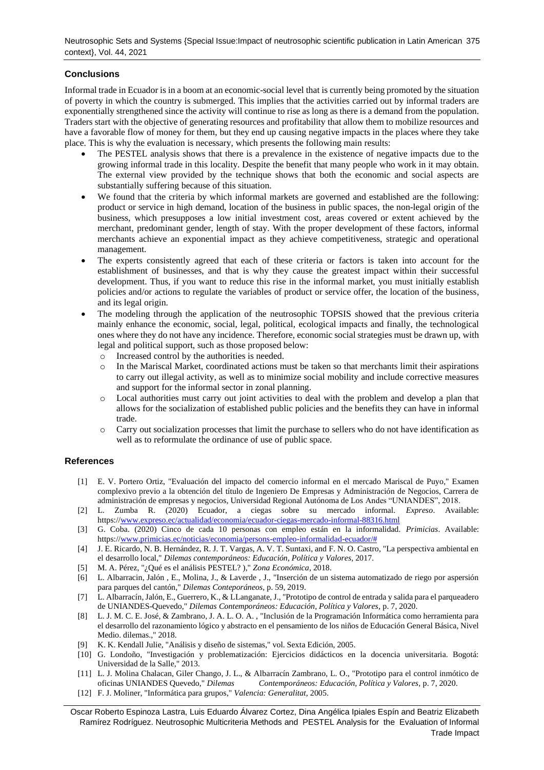## Conclusions

Informal trade in Ecuador is in a boom at an economic-social level that is currently being promoted by the situation of poverty in which the country is submerged. This implies that the activities carried out by informal traders are exponentially strengthened since the activity will continue to rise as long as there is a demand from the population. Traders start with the objective of generating resources and profitability that allow them to mobilize resources and have a favorable flow of money for them, but they end up causing negative impacts in the places where they take place. This is why the evaluation is necessary, which presents the following main results:

- The PESTEL analysis shows that there is a prevalence in the existence of negative impacts due to the growing informal trade in this locality. Despite the benefit that many people who work in it may obtain. The external view provided by the technique shows that both the economic and social aspects are substantially suffering because of this situation.
- We found that the criteria by which informal markets are governed and established are the following: product or service in high demand, location of the business in public spaces, the non-legal origin of the business, which presupposes a low initial investment cost, areas covered or extent achieved by the merchant, predominant gender, length of stay. With the proper development of these factors, informal merchants achieve an exponential impact as they achieve competitiveness, strategic and operational management.
- The experts consistently agreed that each of these criteria or factors is taken into account for the establishment of businesses, and that is why they cause the greatest impact within their successful development. Thus, if you want to reduce this rise in the informal market, you must initially establish policies and/or actions to regulate the variables of product or service offer, the location of the business, and its legal origin.
- The modeling through the application of the neutrosophic TOPSIS showed that the previous criteria mainly enhance the economic, social, legal, political, ecological impacts and finally, the technological ones where they do not have any incidence. Therefore, economic social strategies must be drawn up, with legal and political support, such as those proposed below:
  - Increased control by the authorities is needed.
  - In the Mariscal Market, coordinated actions must be taken so that merchants limit their aspirations to carry out illegal activity, as well as to minimize social mobility and include corrective measures and support for the informal sector in zonal planning.
  - Local authorities must carry out joint activities to deal with the problem and develop a plan that allows for the socialization of established public policies and the benefits they can have in informal trade.
  - Carry out socialization processes that limit the purchase to sellers who do not have identification as well as to reformulate the ordinance of use of public space.

## References

[1] E. V. Portero Ortiz, "Evaluación del impacto del comercio informal en el mercado Mariscal de Puyo," Examen complexivo previo a la obtención del título de Ingeniero De Empresas y Administración de Negocios, Carrera de administración de empresas y negocios, Universidad Regional Autónoma de Los Andes "UNIANDES", 2018.

[2] L. Zumba R. (2020) Ecuador, a ciegas sobre su mercado informal. *Expreso*. Available: https://www.expreso.ec/actualidad/economia/ecuador-ciegas-mercado-informal-88316.html

[3] G. Coba. (2020) Cinco de cada 10 personas con empleo están en la informalidad. *Primicias*. Available: https://www.primicias.ec/noticias/economia/persons-empleo-informalidad-ecuador/#

[4] J. E. Ricardo, N. B. Hernández, R. J. T. Vargas, A. V. T. Suntaxi, and F. N. O. Castro, "La perspectiva ambiental en el desarrollo local," *Dilemas contemporáneos: Educación, Política y Valores*, 2017.

[5] M. A. Pérez, "¿Qué es el análisis PESTEL? )," *Zona Económica*, 2018.

[6] L. Albarracin, Jalón , E., Molina, J., & Laverde , J., "Inserción de un sistema automatizado de riego por aspersión para parques del cantón," *Dilemas Conteporáneos*, p. 59, 2019.

[7] L. Albarracín, Jalón, E., Guerrero, K., & LLanganate, J., "Prototipo de control de entrada y salida para el parqueadero de UNIANDES-Quevedo," *Dilemas Contemporáneos: Educación, Política y Valores*, p. 7, 2020.

[8] L. J. M. C. E. José, & Zambrano, J. A. L. O. A. , "Inclusión de la Programación Informática como herramienta para el desarrollo del razonamiento lógico y abstracto en el pensamiento de los niños de Educación General Básica, Nivel Medio. dilemas.," 2018.

[9] K. K. Kendall Julie, "Análisis y diseño de sistemas," vol. Sexta Edición, 2005.

[10] G. Londoño, "Investigación y problematización: Ejercicios didácticos en la docencia universitaria. Bogotá: Universidad de la Salle," 2013.

[11] L. J. Molina Chalacan, Giler Chango, J. L., & Albarracín Zambrano, L. O., "Prototipo para el control inmótico de oficinas UNIANDES Quevedo," *Dilemas Contemporáneos: Educación, Política y Valores*, p. 7, 2020.

[12] F. J. Moliner, "Informática para grupos," *Valencia: Generalitat*, 2005.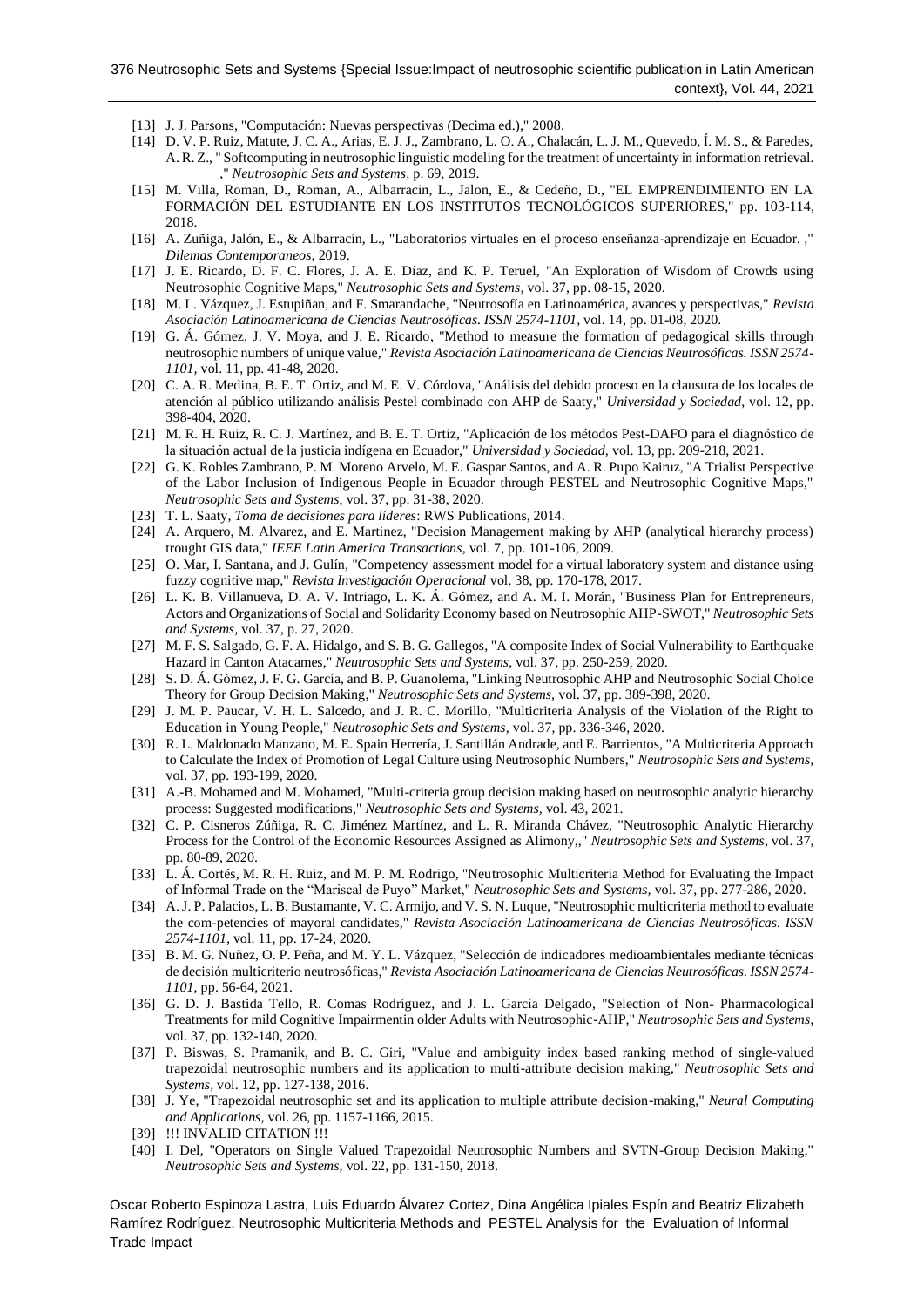[13] J. J. Parsons, "Computación: Nuevas perspectivas (Decima ed.)," 2008.

[14] D. V. P. Ruiz, Matute, J. C. A., Arias, E. J. J., Zambrano, L. O. A., Chalacán, L. J. M., Quevedo, Í. M. S., & Paredes, A. R. Z., " Softcomputing in neutrosophic linguistic modeling for the treatment of uncertainty in information retrieval. ," *Neutrosophic Sets and Systems*, p. 69, 2019.

[15] M. Villa, Roman, D., Roman, A., Albarracin, L., Jalon, E., & Cedeño, D., "EL EMPRENDIMIENTO EN LA FORMACIÓN DEL ESTUDIANTE EN LOS INSTITUTOS TECNOLÓGICOS SUPERIORES," pp. 103-114, 2018.

[16] A. Zuñiga, Jalón, E., & Albarracín, L., "Laboratorios virtuales en el proceso enseñanza-aprendizaje en Ecuador. ," *Dilemas Contemporaneos*, 2019.

[17] J. E. Ricardo, D. F. C. Flores, J. A. E. Díaz, and K. P. Teruel, "An Exploration of Wisdom of Crowds using Neutrosophic Cognitive Maps," *Neutrosophic Sets and Systems,* vol. 37, pp. 08-15, 2020.

[18] M. L. Vázquez, J. Estupiñan, and F. Smarandache, "Neutrosofía en Latinoamérica, avances y perspectivas," *Revista Asociación Latinoamericana de Ciencias Neutrosóficas. ISSN 2574-1101,* vol. 14, pp. 01-08, 2020.

[19] G. Á. Gómez, J. V. Moya, and J. E. Ricardo, "Method to measure the formation of pedagogical skills through neutrosophic numbers of unique value," *Revista Asociación Latinoamericana de Ciencias Neutrosóficas. ISSN 2574-1101,* vol. 11, pp. 41-48, 2020.

[20] C. A. R. Medina, B. E. T. Ortiz, and M. E. V. Córdova, "Análisis del debido proceso en la clausura de los locales de atención al público utilizando análisis Pestel combinado con AHP de Saaty," *Universidad y Sociedad,* vol. 12, pp. 398-404, 2020.

[21] M. R. H. Ruiz, R. C. J. Martínez, and B. E. T. Ortiz, "Aplicación de los métodos Pest-DAFO para el diagnóstico de la situación actual de la justicia indígena en Ecuador," *Universidad y Sociedad,* vol. 13, pp. 209-218, 2021.

[22] G. K. Robles Zambrano, P. M. Moreno Arvelo, M. E. Gaspar Santos, and A. R. Pupo Kairuz, "A Trialist Perspective of the Labor Inclusion of Indigenous People in Ecuador through PESTEL and Neutrosophic Cognitive Maps," *Neutrosophic Sets and Systems,* vol. 37, pp. 31-38, 2020.

[23] T. L. Saaty, *Toma de decisiones para líderes*: RWS Publications, 2014.

[24] A. Arquero, M. Alvarez, and E. Martinez, "Decision Management making by AHP (analytical hierarchy process) trought GIS data," *IEEE Latin America Transactions,* vol. 7, pp. 101-106, 2009.

[25] O. Mar, I. Santana, and J. Gulín, "Competency assessment model for a virtual laboratory system and distance using fuzzy cognitive map," *Revista Investigación Operacional* vol. 38, pp. 170-178, 2017.

[26] L. K. B. Villanueva, D. A. V. Intriago, L. K. Á. Gómez, and A. M. I. Morán, "Business Plan for Entrepreneurs, Actors and Organizations of Social and Solidarity Economy based on Neutrosophic AHP-SWOT," *Neutrosophic Sets and Systems,* vol. 37, p. 27, 2020.

[27] M. F. S. Salgado, G. F. A. Hidalgo, and S. B. G. Gallegos, "A composite Index of Social Vulnerability to Earthquake Hazard in Canton Atacames," *Neutrosophic Sets and Systems,* vol. 37, pp. 250-259, 2020.

[28] S. D. Á. Gómez, J. F. G. García, and B. P. Guanolema, "Linking Neutrosophic AHP and Neutrosophic Social Choice Theory for Group Decision Making," *Neutrosophic Sets and Systems,* vol. 37, pp. 389-398, 2020.

[29] J. M. P. Paucar, V. H. L. Salcedo, and J. R. C. Morillo, "Multicriteria Analysis of the Violation of the Right to Education in Young People," *Neutrosophic Sets and Systems,* vol. 37, pp. 336-346, 2020.

[30] R. L. Maldonado Manzano, M. E. Spain Herrería, J. Santillán Andrade, and E. Barrientos, "A Multicriteria Approach to Calculate the Index of Promotion of Legal Culture using Neutrosophic Numbers," *Neutrosophic Sets and Systems,* vol. 37, pp. 193-199, 2020.

[31] A.-B. Mohamed and M. Mohamed, "Multi-criteria group decision making based on neutrosophic analytic hierarchy process: Suggested modifications," *Neutrosophic Sets and Systems,* vol. 43, 2021.

[32] C. P. Cisneros Zúñiga, R. C. Jiménez Martínez, and L. R. Miranda Chávez, "Neutrosophic Analytic Hierarchy Process for the Control of the Economic Resources Assigned as Alimony,," *Neutrosophic Sets and Systems*, vol. 37, pp. 80-89, 2020.

[33] L. Á. Cortés, M. R. H. Ruiz, and M. P. M. Rodrigo, "Neutrosophic Multicriteria Method for Evaluating the Impact of Informal Trade on the "Mariscal de Puyo" Market," *Neutrosophic Sets and Systems,* vol. 37, pp. 277-286, 2020.

[34] A. J. P. Palacios, L. B. Bustamante, V. C. Armijo, and V. S. N. Luque, "Neutrosophic multicriteria method to evaluate the com-petencies of mayoral candidates," *Revista Asociación Latinoamericana de Ciencias Neutrosóficas. ISSN 2574-1101,* vol. 11, pp. 17-24, 2020.

[35] B. M. G. Nuñez, O. P. Peña, and M. Y. L. Vázquez, "Selección de indicadores medioambientales mediante técnicas de decisión multicriterio neutrosóficas," *Revista Asociación Latinoamericana de Ciencias Neutrosóficas. ISSN 2574-1101,* pp. 56-64, 2021.

[36] G. D. J. Bastida Tello, R. Comas Rodríguez, and J. L. García Delgado, "Selection of Non- Pharmacological Treatments for mild Cognitive Impairmentin older Adults with Neutrosophic-AHP," *Neutrosophic Sets and Systems,* vol. 37, pp. 132-140, 2020.

[37] P. Biswas, S. Pramanik, and B. C. Giri, "Value and ambiguity index based ranking method of single-valued trapezoidal neutrosophic numbers and its application to multi-attribute decision making," *Neutrosophic Sets and Systems,* vol. 12, pp. 127-138, 2016.

[38] J. Ye, "Trapezoidal neutrosophic set and its application to multiple attribute decision-making," *Neural Computing and Applications,* vol. 26, pp. 1157-1166, 2015.

[39] !!! INVALID CITATION !!!

[40] I. Del, "Operators on Single Valued Trapezoidal Neutrosophic Numbers and SVTN-Group Decision Making," *Neutrosophic Sets and Systems,* vol. 22, pp. 131-150, 2018.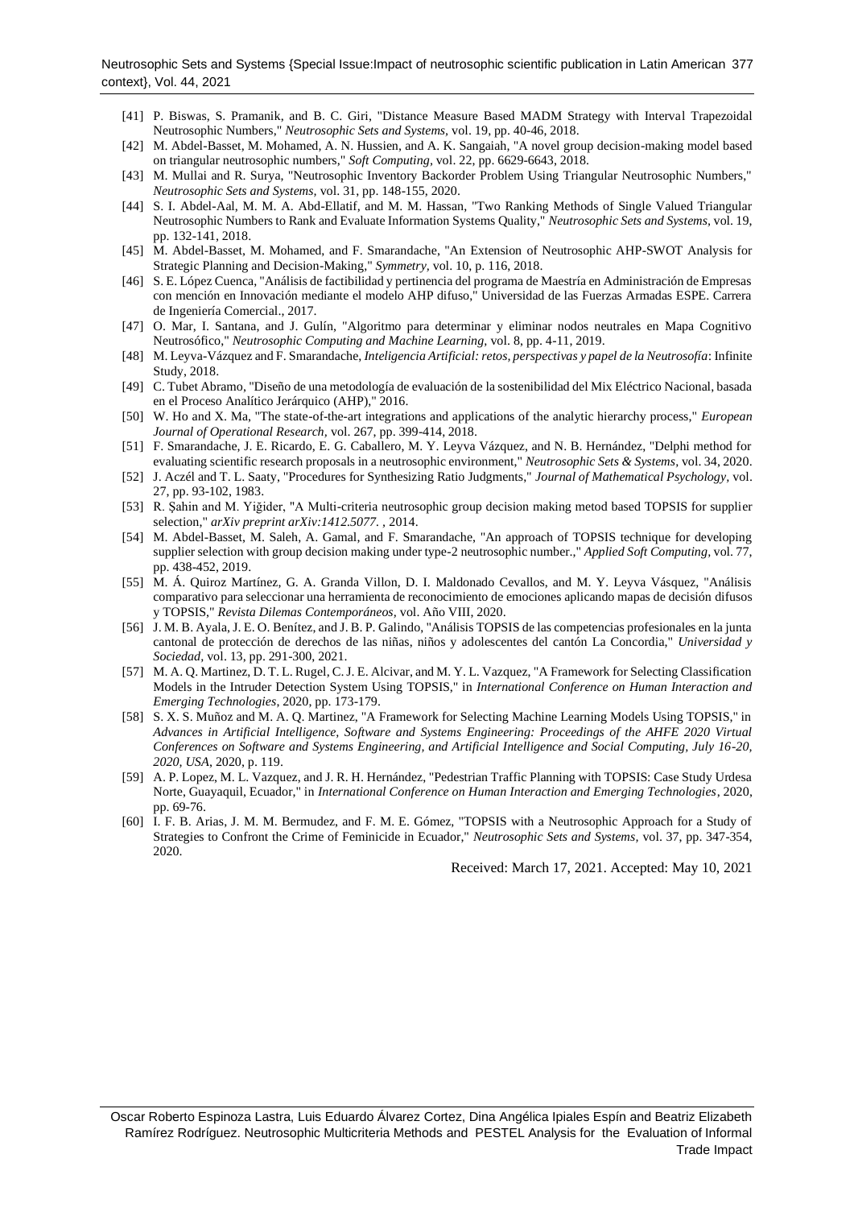[41] P. Biswas, S. Pramanik, and B. C. Giri, "Distance Measure Based MADM Strategy with Interval Trapezoidal Neutrosophic Numbers," *Neutrosophic Sets and Systems*, vol. 19, pp. 40-46, 2018.

[42] M. Abdel-Basset, M. Mohamed, A. N. Hussien, and A. K. Sangaiah, "A novel group decision-making model based on triangular neutrosophic numbers," *Soft Computing*, vol. 22, pp. 6629-6643, 2018.

[43] M. Mullai and R. Surya, "Neutrosophic Inventory Backorder Problem Using Triangular Neutrosophic Numbers," *Neutrosophic Sets and Systems*, vol. 31, pp. 148-155, 2020.

[44] S. I. Abdel-Aal, M. M. A. Abd-Ellatif, and M. M. Hassan, "Two Ranking Methods of Single Valued Triangular Neutrosophic Numbers to Rank and Evaluate Information Systems Quality," *Neutrosophic Sets and Systems*, vol. 19, pp. 132-141, 2018.

[45] M. Abdel-Basset, M. Mohamed, and F. Smarandache, "An Extension of Neutrosophic AHP-SWOT Analysis for Strategic Planning and Decision-Making," *Symmetry*, vol. 10, p. 116, 2018.

[46] S. E. López Cuenca, "Análisis de factibilidad y pertinencia del programa de Maestría en Administración de Empresas con mención en Innovación mediante el modelo AHP difuso," Universidad de las Fuerzas Armadas ESPE. Carrera de Ingeniería Comercial., 2017.

[47] O. Mar, I. Santana, and J. Gulín, "Algoritmo para determinar y eliminar nodos neutrales en Mapa Cognitivo Neutrosófico," *Neutrosophic Computing and Machine Learning*, vol. 8, pp. 4-11, 2019.

[48] M. Leyva-Vázquez and F. Smarandache, *Inteligencia Artificial: retos, perspectivas y papel de la Neutrosofía*: Infinite Study, 2018.

[49] C. Tubet Abramo, "Diseño de una metodología de evaluación de la sostenibilidad del Mix Eléctrico Nacional, basada en el Proceso Analítico Jerárquico (AHP)," 2016.

[50] W. Ho and X. Ma, "The state-of-the-art integrations and applications of the analytic hierarchy process," *European Journal of Operational Research*, vol. 267, pp. 399-414, 2018.

[51] F. Smarandache, J. E. Ricardo, E. G. Caballero, M. Y. Leyva Vázquez, and N. B. Hernández, "Delphi method for evaluating scientific research proposals in a neutrosophic environment," *Neutrosophic Sets & Systems*, vol. 34, 2020.

[52] J. Aczél and T. L. Saaty, "Procedures for Synthesizing Ratio Judgments," *Journal of Mathematical Psychology*, vol. 27, pp. 93-102, 1983.

[53] R. Şahin and M. Yiğider, "A Multi-criteria neutrosophic group decision making metod based TOPSIS for supplier selection," *arXiv preprint arXiv:1412.5077.* , 2014.

[54] M. Abdel-Basset, M. Saleh, A. Gamal, and F. Smarandache, "An approach of TOPSIS technique for developing supplier selection with group decision making under type-2 neutrosophic number.," *Applied Soft Computing*, vol. 77, pp. 438-452, 2019.

[55] M. Á. Quiroz Martínez, G. A. Granda Villon, D. I. Maldonado Cevallos, and M. Y. Leyva Vásquez, "Análisis comparativo para seleccionar una herramienta de reconocimiento de emociones aplicando mapas de decisión difusos y TOPSIS," *Revista Dilemas Contemporáneos*, vol. Año VIII, 2020.

[56] J. M. B. Ayala, J. E. O. Benítez, and J. B. P. Galindo, "Análisis TOPSIS de las competencias profesionales en la junta cantonal de protección de derechos de las niñas, niños y adolescentes del cantón La Concordia," *Universidad y Sociedad*, vol. 13, pp. 291-300, 2021.

[57] M. A. Q. Martinez, D. T. L. Rugel, C. J. E. Alcivar, and M. Y. L. Vazquez, "A Framework for Selecting Classification Models in the Intruder Detection System Using TOPSIS," in *International Conference on Human Interaction and Emerging Technologies*, 2020, pp. 173-179.

[58] S. X. S. Muñoz and M. A. Q. Martinez, "A Framework for Selecting Machine Learning Models Using TOPSIS," in *Advances in Artificial Intelligence, Software and Systems Engineering: Proceedings of the AHFE 2020 Virtual Conferences on Software and Systems Engineering, and Artificial Intelligence and Social Computing, July 16-20, 2020, USA*, 2020, p. 119.

[59] A. P. Lopez, M. L. Vazquez, and J. R. H. Hernández, "Pedestrian Traffic Planning with TOPSIS: Case Study Urdesa Norte, Guayaquil, Ecuador," in *International Conference on Human Interaction and Emerging Technologies*, 2020, pp. 69-76.

[60] I. F. B. Arias, J. M. M. Bermudez, and F. M. E. Gómez, "TOPSIS with a Neutrosophic Approach for a Study of Strategies to Confront the Crime of Feminicide in Ecuador," *Neutrosophic Sets and Systems*, vol. 37, pp. 347-354, 2020.

Received: March 17, 2021. Accepted: May 10, 2021